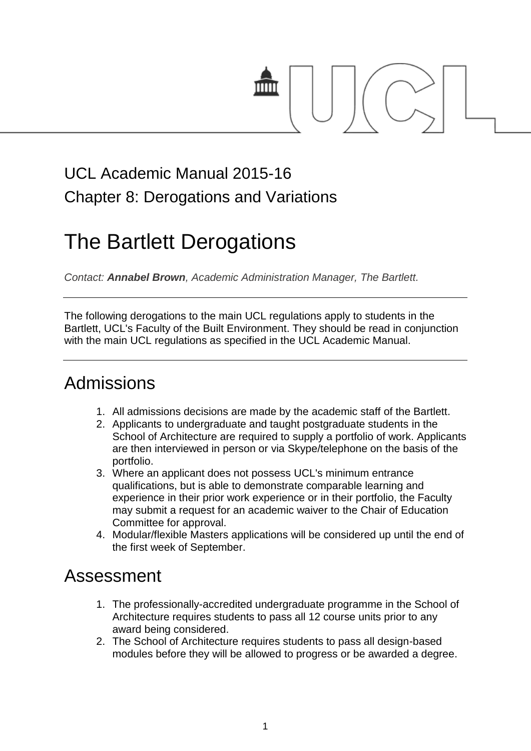UCL Academic Manual 2015-16

Chapter 8: Derogations and Variations

# The Bartlett Derogations

*Contact: **Annabel Brown**, Academic Administration Manager, The Bartlett.*

---

The following derogations to the main UCL regulations apply to students in the Bartlett, UCL's Faculty of the Built Environment. They should be read in conjunction with the main UCL regulations as specified in the UCL Academic Manual.

---

## Admissions

1. All admissions decisions are made by the academic staff of the Bartlett.
2. Applicants to undergraduate and taught postgraduate students in the School of Architecture are required to supply a portfolio of work. Applicants are then interviewed in person or via Skype/telephone on the basis of the portfolio.
3. Where an applicant does not possess UCL's minimum entrance qualifications, but is able to demonstrate comparable learning and experience in their prior work experience or in their portfolio, the Faculty may submit a request for an academic waiver to the Chair of Education Committee for approval.
4. Modular/flexible Masters applications will be considered up until the end of the first week of September.

## Assessment

1. The professionally-accredited undergraduate programme in the School of Architecture requires students to pass all 12 course units prior to any award being considered.
2. The School of Architecture requires students to pass all design-based modules before they will be allowed to progress or be awarded a degree.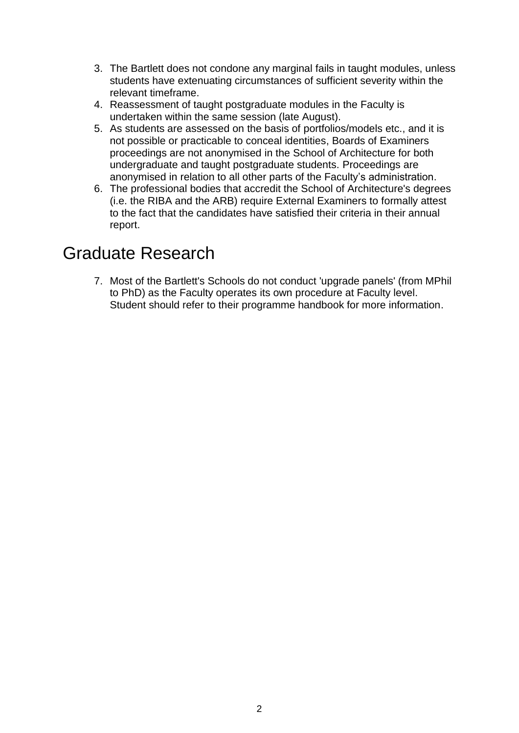3. The Bartlett does not condone any marginal fails in taught modules, unless students have extenuating circumstances of sufficient severity within the relevant timeframe.
4. Reassessment of taught postgraduate modules in the Faculty is undertaken within the same session (late August).
5. As students are assessed on the basis of portfolios/models etc., and it is not possible or practicable to conceal identities, Boards of Examiners proceedings are not anonymised in the School of Architecture for both undergraduate and taught postgraduate students. Proceedings are anonymised in relation to all other parts of the Faculty's administration.
6. The professional bodies that accredit the School of Architecture's degrees (i.e. the RIBA and the ARB) require External Examiners to formally attest to the fact that the candidates have satisfied their criteria in their annual report.

# Graduate Research

7. Most of the Bartlett's Schools do not conduct 'upgrade panels' (from MPhil to PhD) as the Faculty operates its own procedure at Faculty level. Student should refer to their programme handbook for more information.